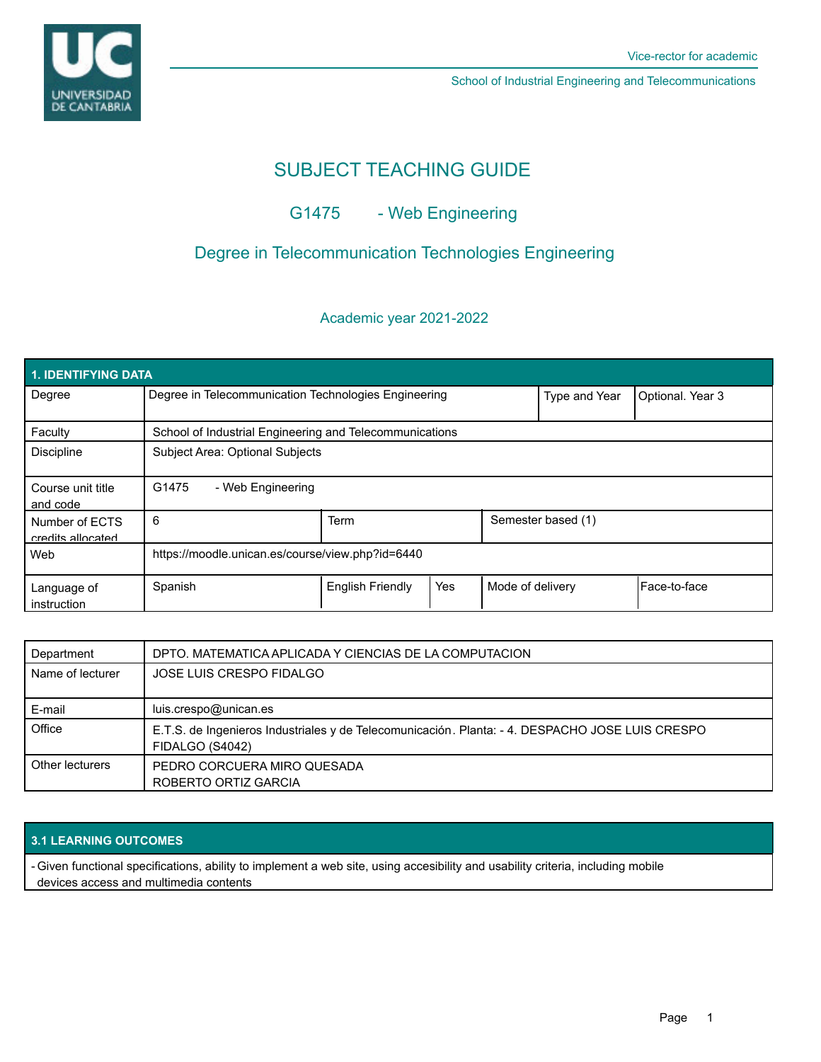Vice-rector for academic

School of Industrial Engineering and Telecommunications

# SUBJECT TEACHING GUIDE

## G1475 - Web Engineering

## Degree in Telecommunication Technologies Engineering

### Academic year 2021-2022

| 1. IDENTIFYING DATA | | | | | |
|---|---|---|---|---|---|
| Degree | Degree in Telecommunication Technologies Engineering | | | Type and Year | Optional. Year 3 |
| Faculty | School of Industrial Engineering and Telecommunications | | | | |
| Discipline | Subject Area: Optional Subjects | | | | |
| Course unit title and code | G1475 - Web Engineering | | | | |
| Number of ECTS credits allocated | 6 | Term | | Semester based (1) | |
| Web | https://moodle.unican.es/course/view.php?id=6440 | | | | |
| Language of instruction | Spanish | English Friendly | Yes | Mode of delivery | Face-to-face |

| | |
|---|---|
| Department | DPTO. MATEMATICA APLICADA Y CIENCIAS DE LA COMPUTACION |
| Name of lecturer | JOSE LUIS CRESPO FIDALGO |
| E-mail | luis.crespo@unican.es |
| Office | E.T.S. de Ingenieros Industriales y de Telecomunicación. Planta: - 4. DESPACHO JOSE LUIS CRESPO FIDALGO (S4042) |
| Other lecturers | PEDRO CORCUERA MIRO QUESADA<br>ROBERTO ORTIZ GARCIA |

| 3.1 LEARNING OUTCOMES |
|---|
| - Given functional specifications, ability to implement a web site, using accesibility and usability criteria, including mobile devices access and multimedia contents |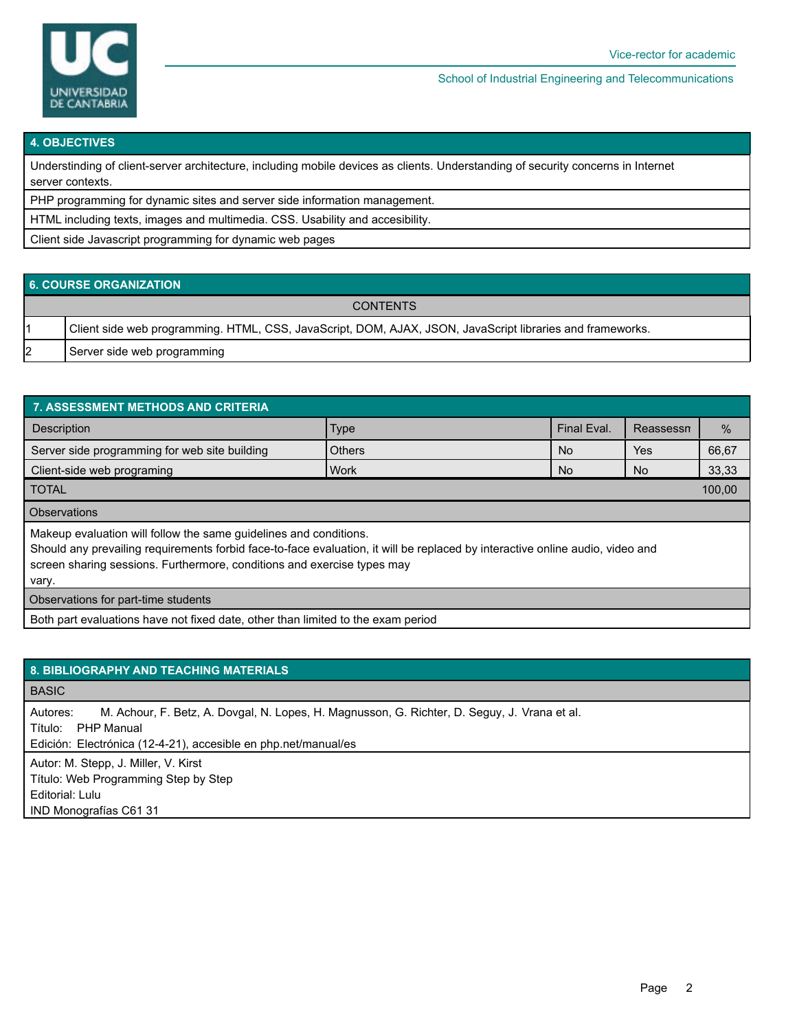## 4. OBJECTIVES

| |
|---|
| Understinding of client-server architecture, including mobile devices as clients. Understanding of security concerns in Internet server contexts. |
| PHP programming for dynamic sites and server side information management. |
| HTML including texts, images and multimedia. CSS. Usability and accesibility. |
| Client side Javascript programming for dynamic web pages |

## 6. COURSE ORGANIZATION

| | CONTENTS |
|---|---|
| 1 | Client side web programming. HTML, CSS, JavaScript, DOM, AJAX, JSON, JavaScript libraries and frameworks. |
| 2 | Server side web programming |

## 7. ASSESSMENT METHODS AND CRITERIA

| Description | Type | Final Eval. | Reassessn | % |
|---|---|---|---|---|
| Server side programming for web site building | Others | No | Yes | 66,67 |
| Client-side web programing | Work | No | No | 33,33 |
| TOTAL | | | | 100,00 |

**Observations**

Makeup evaluation will follow the same guidelines and conditions.
Should any prevailing requirements forbid face-to-face evaluation, it will be replaced by interactive online audio, video and screen sharing sessions. Furthermore, conditions and exercise types may vary.

**Observations for part-time students**

Both part evaluations have not fixed date, other than limited to the exam period

## 8. BIBLIOGRAPHY AND TEACHING MATERIALS

**BASIC**

Autores: M. Achour, F. Betz, A. Dovgal, N. Lopes, H. Magnusson, G. Richter, D. Seguy, J. Vrana et al.
Título: PHP Manual
Edición: Electrónica (12-4-21), accesible en php.net/manual/es

Autor: M. Stepp, J. Miller, V. Kirst
Título: Web Programming Step by Step
Editorial: Lulu
IND Monografías C61 31